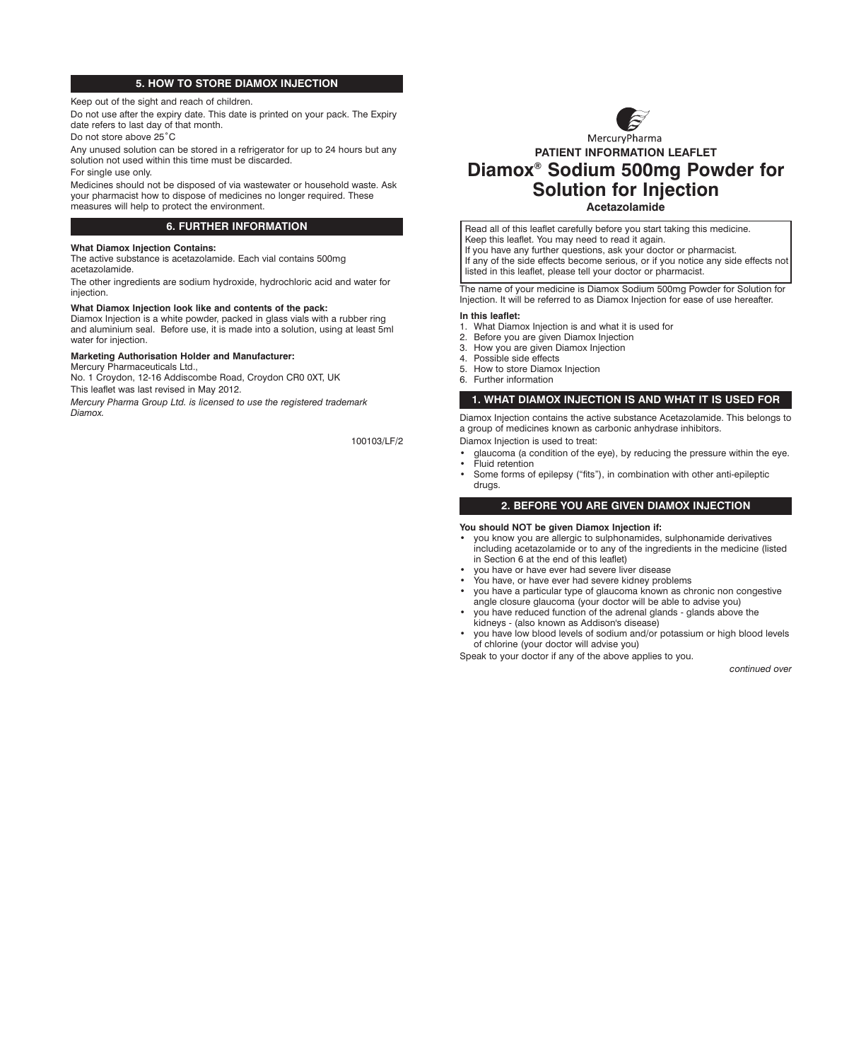MercuryPharma

**PATIENT INFORMATION LEAFLET**

# Diamox® Sodium 500mg Powder for Solution for Injection

**Acetazolamide**

Read all of this leaflet carefully before you start taking this medicine.
Keep this leaflet. You may need to read it again.
If you have any further questions, ask your doctor or pharmacist.
If any of the side effects become serious, or if you notice any side effects not listed in this leaflet, please tell your doctor or pharmacist.

The name of your medicine is Diamox Sodium 500mg Powder for Solution for Injection. It will be referred to as Diamox Injection for ease of use hereafter.

**In this leaflet:**

1. What Diamox Injection is and what it is used for
2. Before you are given Diamox Injection
3. How you are given Diamox Injection
4. Possible side effects
5. How to store Diamox Injection
6. Further information

## 1. WHAT DIAMOX INJECTION IS AND WHAT IT IS USED FOR

Diamox Injection contains the active substance Acetazolamide. This belongs to a group of medicines known as carbonic anhydrase inhibitors.

Diamox Injection is used to treat:

- glaucoma (a condition of the eye), by reducing the pressure within the eye.
- Fluid retention
- Some forms of epilepsy ("fits"), in combination with other anti-epileptic drugs.

## 2. BEFORE YOU ARE GIVEN DIAMOX INJECTION

**You should NOT be given Diamox Injection if:**

- you know you are allergic to sulphonamides, sulphonamide derivatives including acetazolamide or to any of the ingredients in the medicine (listed in Section 6 at the end of this leaflet)
- you have or have ever had severe liver disease
- You have, or have ever had severe kidney problems
- you have a particular type of glaucoma known as chronic non congestive angle closure glaucoma (your doctor will be able to advise you)
- you have reduced function of the adrenal glands - glands above the kidneys - (also known as Addison's disease)
- you have low blood levels of sodium and/or potassium or high blood levels of chlorine (your doctor will advise you)

Speak to your doctor if any of the above applies to you.

*continued over*

## 5. HOW TO STORE DIAMOX INJECTION

Keep out of the sight and reach of children.

Do not use after the expiry date. This date is printed on your pack. The Expiry date refers to last day of that month.

Do not store above 25˚C

Any unused solution can be stored in a refrigerator for up to 24 hours but any solution not used within this time must be discarded.

For single use only.

Medicines should not be disposed of via wastewater or household waste. Ask your pharmacist how to dispose of medicines no longer required. These measures will help to protect the environment.

## 6. FURTHER INFORMATION

**What Diamox Injection Contains:**

The active substance is acetazolamide. Each vial contains 500mg acetazolamide.

The other ingredients are sodium hydroxide, hydrochloric acid and water for injection.

**What Diamox Injection look like and contents of the pack:**

Diamox Injection is a white powder, packed in glass vials with a rubber ring and aluminium seal. Before use, it is made into a solution, using at least 5ml water for injection.

**Marketing Authorisation Holder and Manufacturer:**

Mercury Pharmaceuticals Ltd.,
No. 1 Croydon, 12-16 Addiscombe Road, Croydon CR0 0XT, UK

This leaflet was last revised in May 2012.

*Mercury Pharma Group Ltd. is licensed to use the registered trademark Diamox.*

100103/LF/2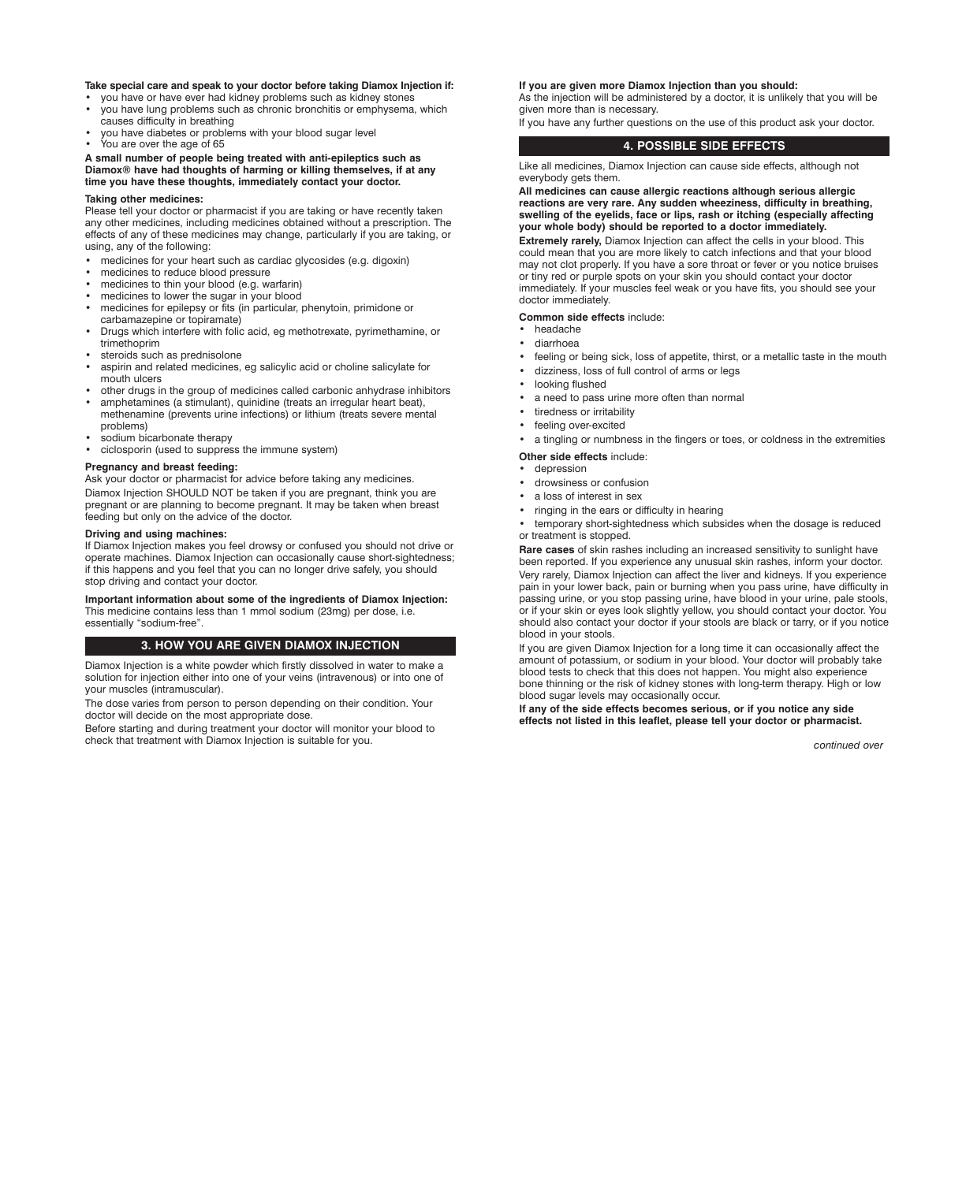**Take special care and speak to your doctor before taking Diamox Injection if:**

- you have or have ever had kidney problems such as kidney stones
- you have lung problems such as chronic bronchitis or emphysema, which causes difficulty in breathing
- you have diabetes or problems with your blood sugar level
- You are over the age of 65

**A small number of people being treated with anti-epileptics such as Diamox® have had thoughts of harming or killing themselves, if at any time you have these thoughts, immediately contact your doctor.**

**Taking other medicines:**
Please tell your doctor or pharmacist if you are taking or have recently taken any other medicines, including medicines obtained without a prescription. The effects of any of these medicines may change, particularly if you are taking, or using, any of the following:

- medicines for your heart such as cardiac glycosides (e.g. digoxin)
- medicines to reduce blood pressure
- medicines to thin your blood (e.g. warfarin)
- medicines to lower the sugar in your blood
- medicines for epilepsy or fits (in particular, phenytoin, primidone or carbamazepine or topiramate)
- Drugs which interfere with folic acid, eg methotrexate, pyrimethamine, or trimethoprim
- steroids such as prednisolone
- aspirin and related medicines, eg salicylic acid or choline salicylate for mouth ulcers
- other drugs in the group of medicines called carbonic anhydrase inhibitors
- amphetamines (a stimulant), quinidine (treats an irregular heart beat), methenamine (prevents urine infections) or lithium (treats severe mental problems)
- sodium bicarbonate therapy
- ciclosporin (used to suppress the immune system)

**Pregnancy and breast feeding:**
Ask your doctor or pharmacist for advice before taking any medicines.

Diamox Injection SHOULD NOT be taken if you are pregnant, think you are pregnant or are planning to become pregnant. It may be taken when breast feeding but only on the advice of the doctor.

**Driving and using machines:**
If Diamox Injection makes you feel drowsy or confused you should not drive or operate machines. Diamox Injection can occasionally cause short-sightedness; if this happens and you feel that you can no longer drive safely, you should stop driving and contact your doctor.

**Important information about some of the ingredients of Diamox Injection:**
This medicine contains less than 1 mmol sodium (23mg) per dose, i.e. essentially "sodium-free".

## 3. HOW YOU ARE GIVEN DIAMOX INJECTION

Diamox Injection is a white powder which firstly dissolved in water to make a solution for injection either into one of your veins (intravenous) or into one of your muscles (intramuscular).

The dose varies from person to person depending on their condition. Your doctor will decide on the most appropriate dose.

Before starting and during treatment your doctor will monitor your blood to check that treatment with Diamox Injection is suitable for you.

**If you are given more Diamox Injection than you should:**
As the injection will be administered by a doctor, it is unlikely that you will be given more than is necessary.

If you have any further questions on the use of this product ask your doctor.

## 4. POSSIBLE SIDE EFFECTS

Like all medicines, Diamox Injection can cause side effects, although not everybody gets them.

**All medicines can cause allergic reactions although serious allergic reactions are very rare. Any sudden wheeziness, difficulty in breathing, swelling of the eyelids, face or lips, rash or itching (especially affecting your whole body) should be reported to a doctor immediately.**

**Extremely rarely,** Diamox Injection can affect the cells in your blood. This could mean that you are more likely to catch infections and that your blood may not clot properly. If you have a sore throat or fever or you notice bruises or tiny red or purple spots on your skin you should contact your doctor immediately. If your muscles feel weak or you have fits, you should see your doctor immediately.

**Common side effects** include:

- headache
- diarrhoea
- feeling or being sick, loss of appetite, thirst, or a metallic taste in the mouth
- dizziness, loss of full control of arms or legs
- looking flushed
- a need to pass urine more often than normal
- tiredness or irritability
- feeling over-excited
- a tingling or numbness in the fingers or toes, or coldness in the extremities

**Other side effects** include:

- depression
- drowsiness or confusion
- a loss of interest in sex
- ringing in the ears or difficulty in hearing
- temporary short-sightedness which subsides when the dosage is reduced or treatment is stopped.

**Rare cases** of skin rashes including an increased sensitivity to sunlight have been reported. If you experience any unusual skin rashes, inform your doctor.

Very rarely, Diamox Injection can affect the liver and kidneys. If you experience pain in your lower back, pain or burning when you pass urine, have difficulty in passing urine, or you stop passing urine, have blood in your urine, pale stools, or if your skin or eyes look slightly yellow, you should contact your doctor. You should also contact your doctor if your stools are black or tarry, or if you notice blood in your stools.

If you are given Diamox Injection for a long time it can occasionally affect the amount of potassium, or sodium in your blood. Your doctor will probably take blood tests to check that this does not happen. You might also experience bone thinning or the risk of kidney stones with long-term therapy. High or low blood sugar levels may occasionally occur.

**If any of the side effects becomes serious, or if you notice any side effects not listed in this leaflet, please tell your doctor or pharmacist.**

*continued over*